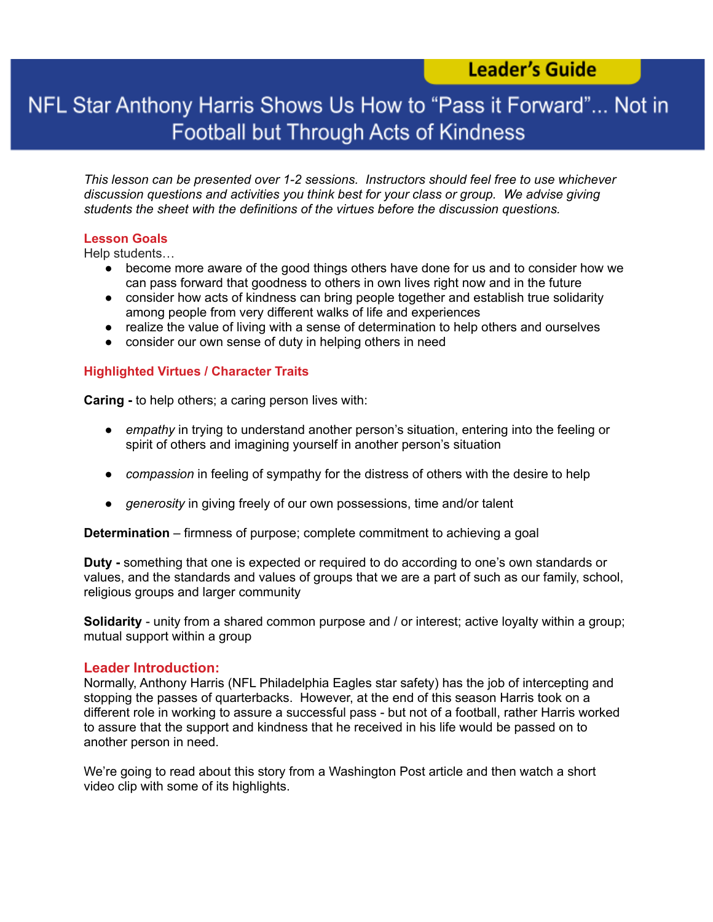Leader's Guide

# NFL Star Anthony Harris Shows Us How to "Pass it Forward"... Not in Football but Through Acts of Kindness

*This lesson can be presented over 1-2 sessions. Instructors should feel free to use whichever discussion questions and activities you think best for your class or group. We advise giving students the sheet with the definitions of the virtues before the discussion questions.*

## Lesson Goals

Help students…

- become more aware of the good things others have done for us and to consider how we can pass forward that goodness to others in own lives right now and in the future
- consider how acts of kindness can bring people together and establish true solidarity among people from very different walks of life and experiences
- realize the value of living with a sense of determination to help others and ourselves
- consider our own sense of duty in helping others in need

## Highlighted Virtues / Character Traits

**Caring -** to help others; a caring person lives with:

- *empathy* in trying to understand another person's situation, entering into the feeling or spirit of others and imagining yourself in another person's situation
- *compassion* in feeling of sympathy for the distress of others with the desire to help
- *generosity* in giving freely of our own possessions, time and/or talent

**Determination** – firmness of purpose; complete commitment to achieving a goal

**Duty -** something that one is expected or required to do according to one's own standards or values, and the standards and values of groups that we are a part of such as our family, school, religious groups and larger community

**Solidarity** - unity from a shared common purpose and / or interest; active loyalty within a group; mutual support within a group

## Leader Introduction:

Normally, Anthony Harris (NFL Philadelphia Eagles star safety) has the job of intercepting and stopping the passes of quarterbacks. However, at the end of this season Harris took on a different role in working to assure a successful pass - but not of a football, rather Harris worked to assure that the support and kindness that he received in his life would be passed on to another person in need.

We're going to read about this story from a Washington Post article and then watch a short video clip with some of its highlights.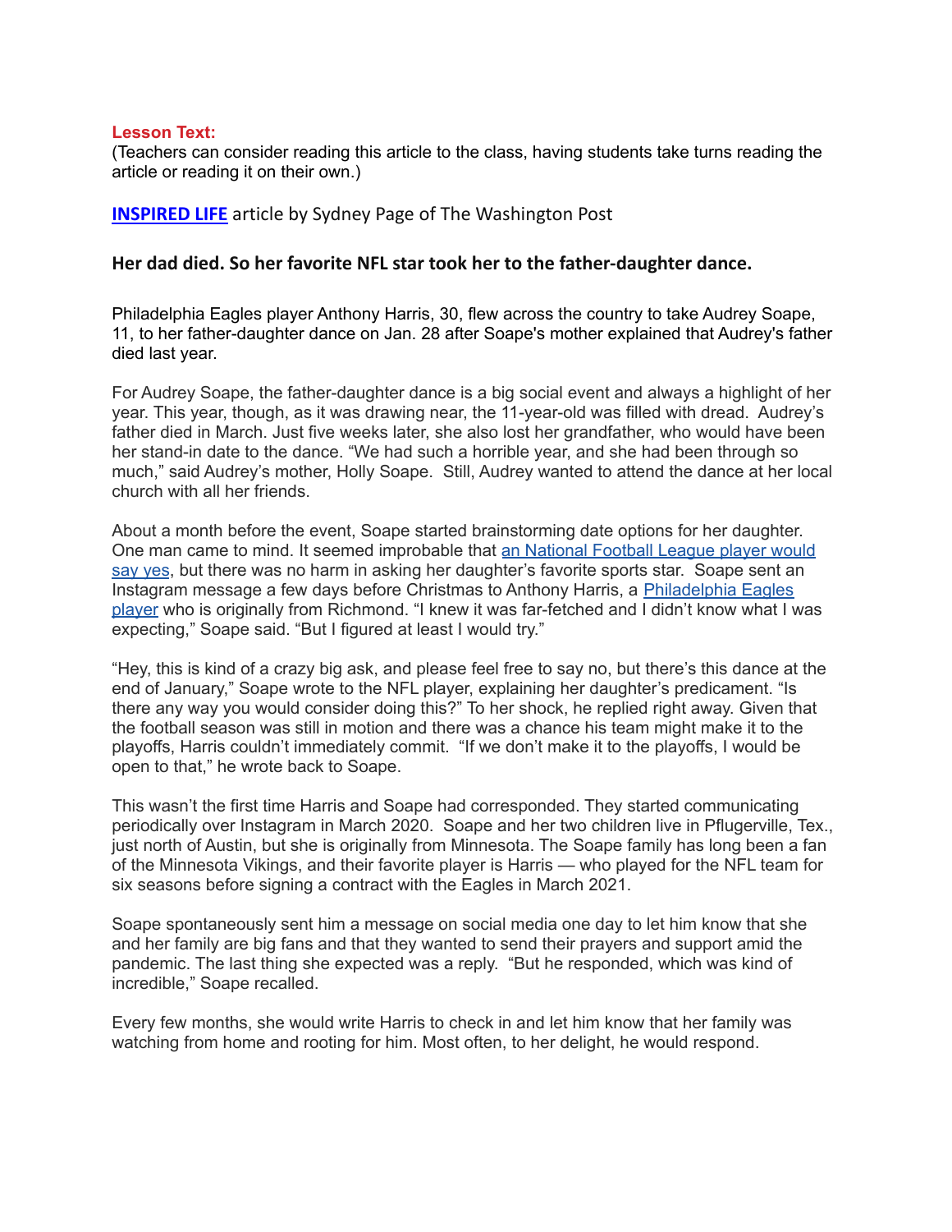**Lesson Text:**
(Teachers can consider reading this article to the class, having students take turns reading the article or reading it on their own.)

[INSPIRED LIFE] article by Sydney Page of The Washington Post

### Her dad died. So her favorite NFL star took her to the father-daughter dance.

Philadelphia Eagles player Anthony Harris, 30, flew across the country to take Audrey Soape, 11, to her father-daughter dance on Jan. 28 after Soape's mother explained that Audrey's father died last year.

For Audrey Soape, the father-daughter dance is a big social event and always a highlight of her year. This year, though, as it was drawing near, the 11-year-old was filled with dread. Audrey's father died in March. Just five weeks later, she also lost her grandfather, who would have been her stand-in date to the dance. "We had such a horrible year, and she had been through so much," said Audrey's mother, Holly Soape. Still, Audrey wanted to attend the dance at her local church with all her friends.

About a month before the event, Soape started brainstorming date options for her daughter. One man came to mind. It seemed improbable that [an National Football League player would say yes], but there was no harm in asking her daughter's favorite sports star. Soape sent an Instagram message a few days before Christmas to Anthony Harris, a [Philadelphia Eagles player] who is originally from Richmond. "I knew it was far-fetched and I didn't know what I was expecting," Soape said. "But I figured at least I would try."

"Hey, this is kind of a crazy big ask, and please feel free to say no, but there's this dance at the end of January," Soape wrote to the NFL player, explaining her daughter's predicament. "Is there any way you would consider doing this?" To her shock, he replied right away. Given that the football season was still in motion and there was a chance his team might make it to the playoffs, Harris couldn't immediately commit. "If we don't make it to the playoffs, I would be open to that," he wrote back to Soape.

This wasn't the first time Harris and Soape had corresponded. They started communicating periodically over Instagram in March 2020. Soape and her two children live in Pflugerville, Tex., just north of Austin, but she is originally from Minnesota. The Soape family has long been a fan of the Minnesota Vikings, and their favorite player is Harris — who played for the NFL team for six seasons before signing a contract with the Eagles in March 2021.

Soape spontaneously sent him a message on social media one day to let him know that she and her family are big fans and that they wanted to send their prayers and support amid the pandemic. The last thing she expected was a reply. "But he responded, which was kind of incredible," Soape recalled.

Every few months, she would write Harris to check in and let him know that her family was watching from home and rooting for him. Most often, to her delight, he would respond.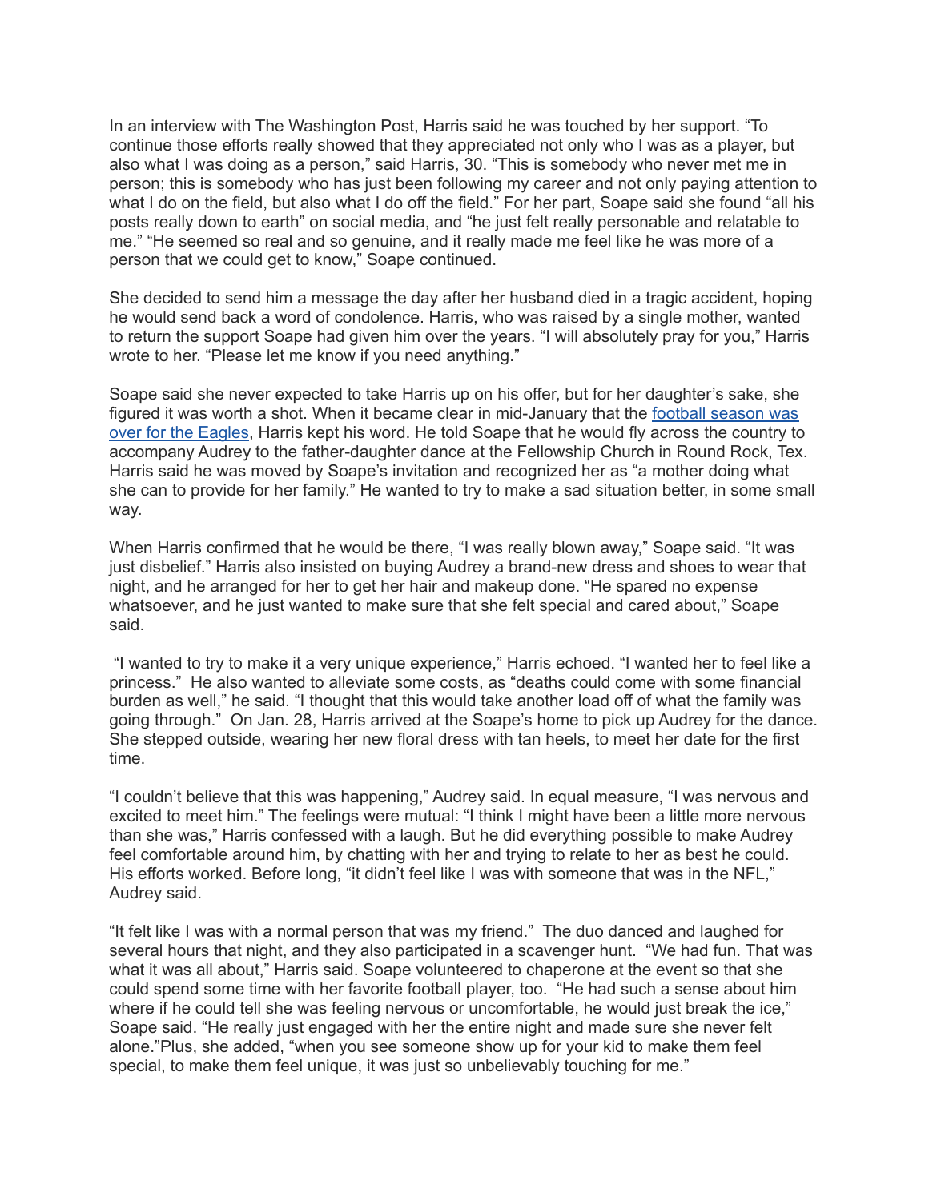In an interview with The Washington Post, Harris said he was touched by her support. "To continue those efforts really showed that they appreciated not only who I was as a player, but also what I was doing as a person," said Harris, 30. "This is somebody who never met me in person; this is somebody who has just been following my career and not only paying attention to what I do on the field, but also what I do off the field." For her part, Soape said she found "all his posts really down to earth" on social media, and "he just felt really personable and relatable to me." "He seemed so real and so genuine, and it really made me feel like he was more of a person that we could get to know," Soape continued.

She decided to send him a message the day after her husband died in a tragic accident, hoping he would send back a word of condolence. Harris, who was raised by a single mother, wanted to return the support Soape had given him over the years. "I will absolutely pray for you," Harris wrote to her. "Please let me know if you need anything."

Soape said she never expected to take Harris up on his offer, but for her daughter's sake, she figured it was worth a shot. When it became clear in mid-January that the [football season was over for the Eagles](), Harris kept his word. He told Soape that he would fly across the country to accompany Audrey to the father-daughter dance at the Fellowship Church in Round Rock, Tex. Harris said he was moved by Soape's invitation and recognized her as "a mother doing what she can to provide for her family." He wanted to try to make a sad situation better, in some small way.

When Harris confirmed that he would be there, "I was really blown away," Soape said. "It was just disbelief." Harris also insisted on buying Audrey a brand-new dress and shoes to wear that night, and he arranged for her to get her hair and makeup done. "He spared no expense whatsoever, and he just wanted to make sure that she felt special and cared about," Soape said.

"I wanted to try to make it a very unique experience," Harris echoed. "I wanted her to feel like a princess." He also wanted to alleviate some costs, as "deaths could come with some financial burden as well," he said. "I thought that this would take another load off of what the family was going through." On Jan. 28, Harris arrived at the Soape's home to pick up Audrey for the dance. She stepped outside, wearing her new floral dress with tan heels, to meet her date for the first time.

"I couldn't believe that this was happening," Audrey said. In equal measure, "I was nervous and excited to meet him." The feelings were mutual: "I think I might have been a little more nervous than she was," Harris confessed with a laugh. But he did everything possible to make Audrey feel comfortable around him, by chatting with her and trying to relate to her as best he could. His efforts worked. Before long, "it didn't feel like I was with someone that was in the NFL," Audrey said.

"It felt like I was with a normal person that was my friend." The duo danced and laughed for several hours that night, and they also participated in a scavenger hunt. "We had fun. That was what it was all about," Harris said. Soape volunteered to chaperone at the event so that she could spend some time with her favorite football player, too. "He had such a sense about him where if he could tell she was feeling nervous or uncomfortable, he would just break the ice," Soape said. "He really just engaged with her the entire night and made sure she never felt alone."Plus, she added, "when you see someone show up for your kid to make them feel special, to make them feel unique, it was just so unbelievably touching for me."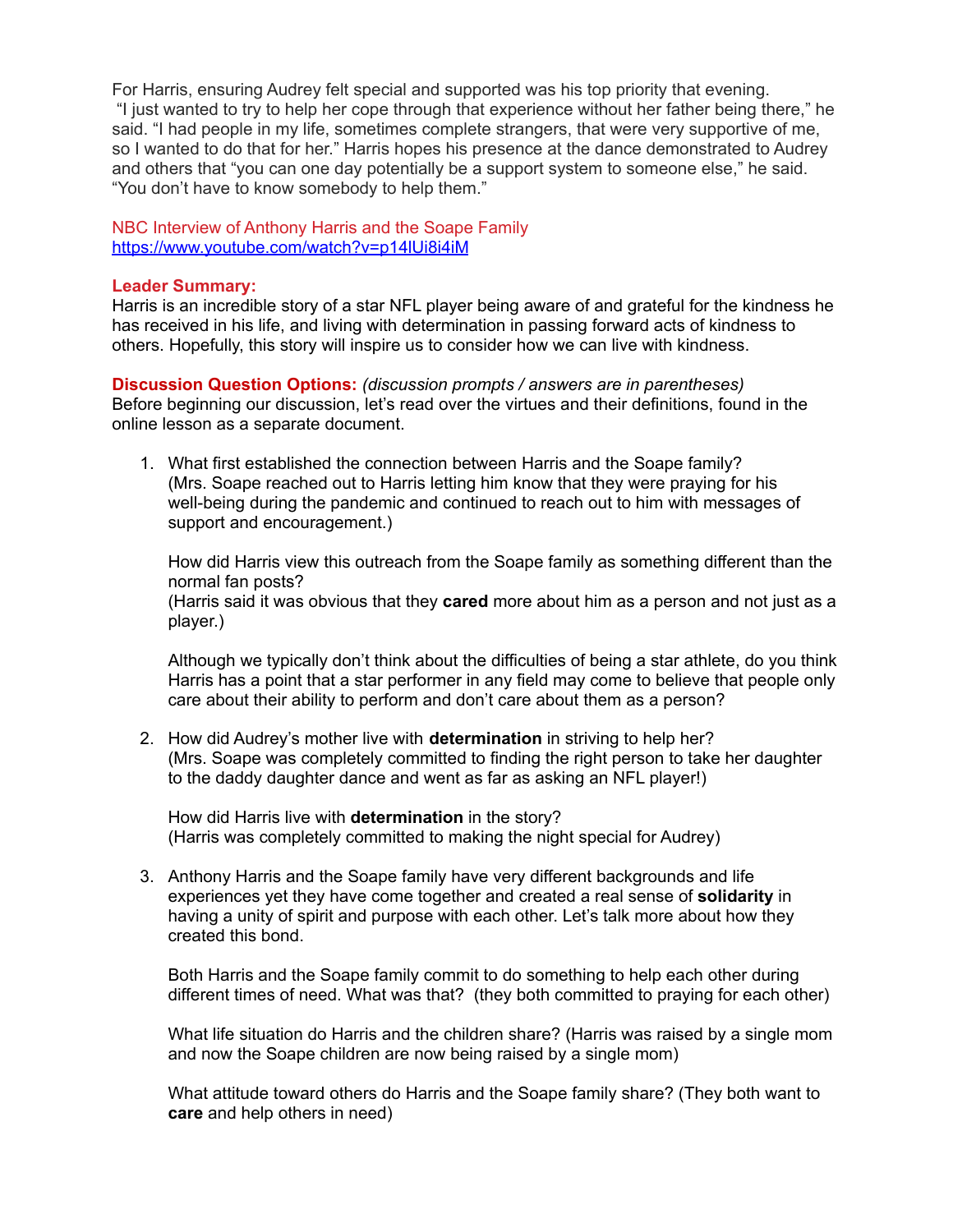For Harris, ensuring Audrey felt special and supported was his top priority that evening. "I just wanted to try to help her cope through that experience without her father being there," he said. "I had people in my life, sometimes complete strangers, that were very supportive of me, so I wanted to do that for her." Harris hopes his presence at the dance demonstrated to Audrey and others that "you can one day potentially be a support system to someone else," he said. "You don't have to know somebody to help them."

NBC Interview of Anthony Harris and the Soape Family
https://www.youtube.com/watch?v=p14lUi8i4iM

**Leader Summary:**
Harris is an incredible story of a star NFL player being aware of and grateful for the kindness he has received in his life, and living with determination in passing forward acts of kindness to others. Hopefully, this story will inspire us to consider how we can live with kindness.

**Discussion Question Options:** *(discussion prompts / answers are in parentheses)*
Before beginning our discussion, let's read over the virtues and their definitions, found in the online lesson as a separate document.

1. What first established the connection between Harris and the Soape family? (Mrs. Soape reached out to Harris letting him know that they were praying for his well-being during the pandemic and continued to reach out to him with messages of support and encouragement.)

   How did Harris view this outreach from the Soape family as something different than the normal fan posts?
   (Harris said it was obvious that they **cared** more about him as a person and not just as a player.)

   Although we typically don't think about the difficulties of being a star athlete, do you think Harris has a point that a star performer in any field may come to believe that people only care about their ability to perform and don't care about them as a person?

2. How did Audrey's mother live with **determination** in striving to help her?
   (Mrs. Soape was completely committed to finding the right person to take her daughter to the daddy daughter dance and went as far as asking an NFL player!)

   How did Harris live with **determination** in the story?
   (Harris was completely committed to making the night special for Audrey)

3. Anthony Harris and the Soape family have very different backgrounds and life experiences yet they have come together and created a real sense of **solidarity** in having a unity of spirit and purpose with each other. Let's talk more about how they created this bond.

   Both Harris and the Soape family commit to do something to help each other during different times of need. What was that? (they both committed to praying for each other)

   What life situation do Harris and the children share? (Harris was raised by a single mom and now the Soape children are now being raised by a single mom)

   What attitude toward others do Harris and the Soape family share? (They both want to **care** and help others in need)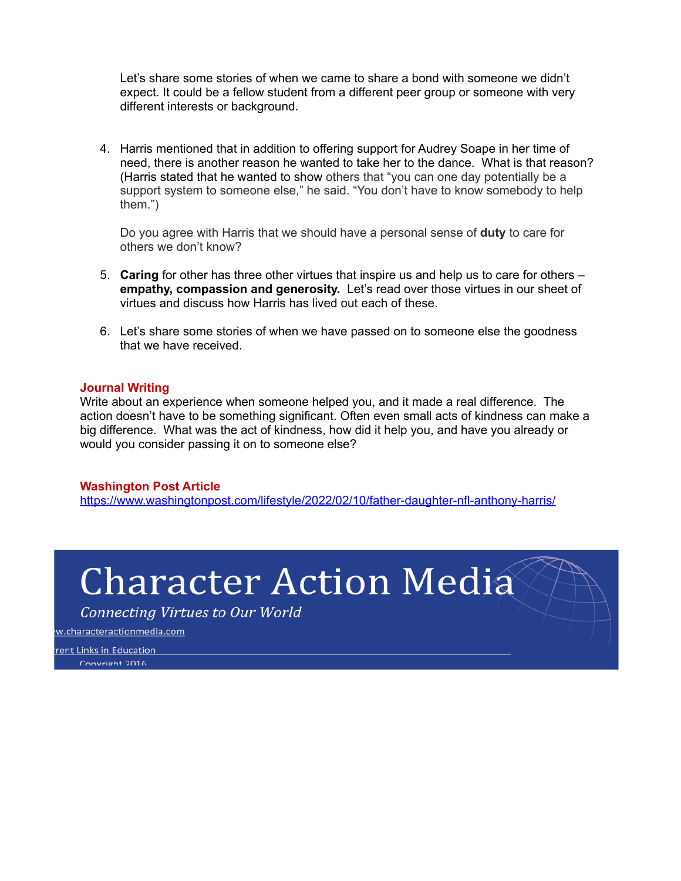Let's share some stories of when we came to share a bond with someone we didn't expect. It could be a fellow student from a different peer group or someone with very different interests or background.

4. Harris mentioned that in addition to offering support for Audrey Soape in her time of need, there is another reason he wanted to take her to the dance. What is that reason? (Harris stated that he wanted to show others that "you can one day potentially be a support system to someone else," he said. "You don't have to know somebody to help them.")

   Do you agree with Harris that we should have a personal sense of **duty** to care for others we don't know?

5. **Caring** for other has three other virtues that inspire us and help us to care for others – **empathy, compassion and generosity.** Let's read over those virtues in our sheet of virtues and discuss how Harris has lived out each of these.

6. Let's share some stories of when we have passed on to someone else the goodness that we have received.

### Journal Writing

Write about an experience when someone helped you, and it made a real difference. The action doesn't have to be something significant. Often even small acts of kindness can make a big difference. What was the act of kindness, how did it help you, and have you already or would you consider passing it on to someone else?

### Washington Post Article

https://www.washingtonpost.com/lifestyle/2022/02/10/father-daughter-nfl-anthony-harris/

Character Action Media

*Connecting Virtues to Our World*

w.characteractionmedia.com

rent Links in Education

Copyright 2016